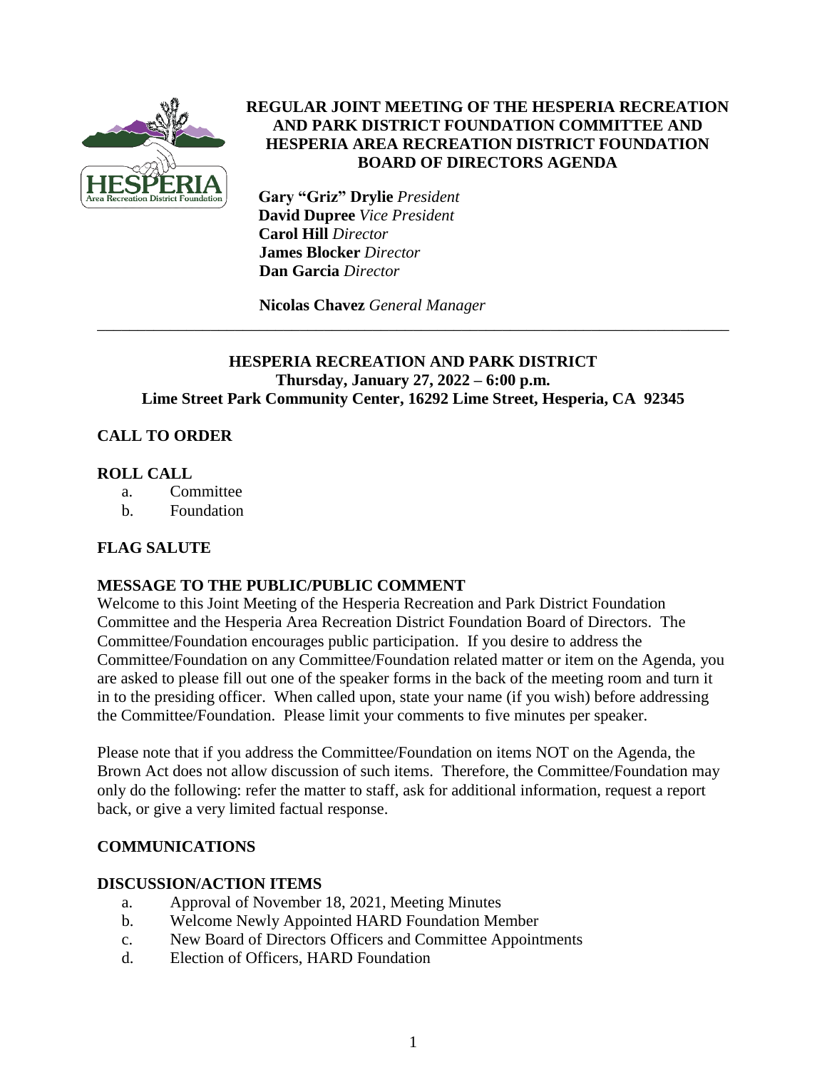# REGULAR JOINT MEETING OF THE HESPERIA RECREATION AND PARK DISTRICT FOUNDATION COMMITTEE AND HESPERIA AREA RECREATION DISTRICT FOUNDATION BOARD OF DIRECTORS AGENDA

**Gary "Griz" Drylie** *President*
**David Dupree** *Vice President*
**Carol Hill** *Director*
**James Blocker** *Director*
**Dan Garcia** *Director*

**Nicolas Chavez** *General Manager*

---

**HESPERIA RECREATION AND PARK DISTRICT**
**Thursday, January 27, 2022 – 6:00 p.m.**
**Lime Street Park Community Center, 16292 Lime Street, Hesperia, CA 92345**

## CALL TO ORDER

## ROLL CALL

a. Committee
b. Foundation

## FLAG SALUTE

## MESSAGE TO THE PUBLIC/PUBLIC COMMENT

Welcome to this Joint Meeting of the Hesperia Recreation and Park District Foundation Committee and the Hesperia Area Recreation District Foundation Board of Directors. The Committee/Foundation encourages public participation. If you desire to address the Committee/Foundation on any Committee/Foundation related matter or item on the Agenda, you are asked to please fill out one of the speaker forms in the back of the meeting room and turn it in to the presiding officer. When called upon, state your name (if you wish) before addressing the Committee/Foundation. Please limit your comments to five minutes per speaker.

Please note that if you address the Committee/Foundation on items NOT on the Agenda, the Brown Act does not allow discussion of such items. Therefore, the Committee/Foundation may only do the following: refer the matter to staff, ask for additional information, request a report back, or give a very limited factual response.

## COMMUNICATIONS

## DISCUSSION/ACTION ITEMS

a. Approval of November 18, 2021, Meeting Minutes
b. Welcome Newly Appointed HARD Foundation Member
c. New Board of Directors Officers and Committee Appointments
d. Election of Officers, HARD Foundation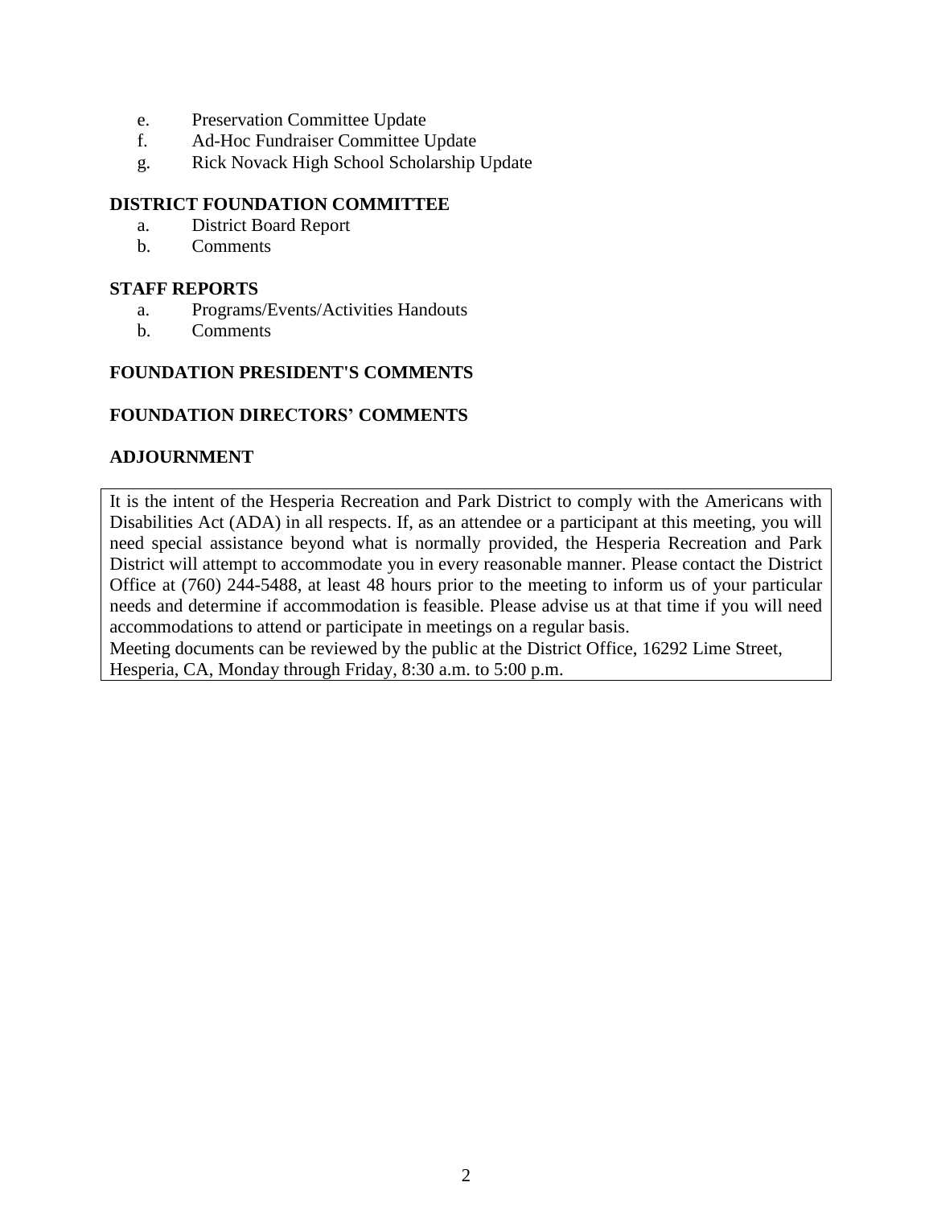e. Preservation Committee Update
f. Ad-Hoc Fundraiser Committee Update
g. Rick Novack High School Scholarship Update

**DISTRICT FOUNDATION COMMITTEE**

a. District Board Report
b. Comments

**STAFF REPORTS**

a. Programs/Events/Activities Handouts
b. Comments

**FOUNDATION PRESIDENT'S COMMENTS**

**FOUNDATION DIRECTORS' COMMENTS**

**ADJOURNMENT**

It is the intent of the Hesperia Recreation and Park District to comply with the Americans with Disabilities Act (ADA) in all respects. If, as an attendee or a participant at this meeting, you will need special assistance beyond what is normally provided, the Hesperia Recreation and Park District will attempt to accommodate you in every reasonable manner. Please contact the District Office at (760) 244-5488, at least 48 hours prior to the meeting to inform us of your particular needs and determine if accommodation is feasible. Please advise us at that time if you will need accommodations to attend or participate in meetings on a regular basis.
Meeting documents can be reviewed by the public at the District Office, 16292 Lime Street, Hesperia, CA, Monday through Friday, 8:30 a.m. to 5:00 p.m.